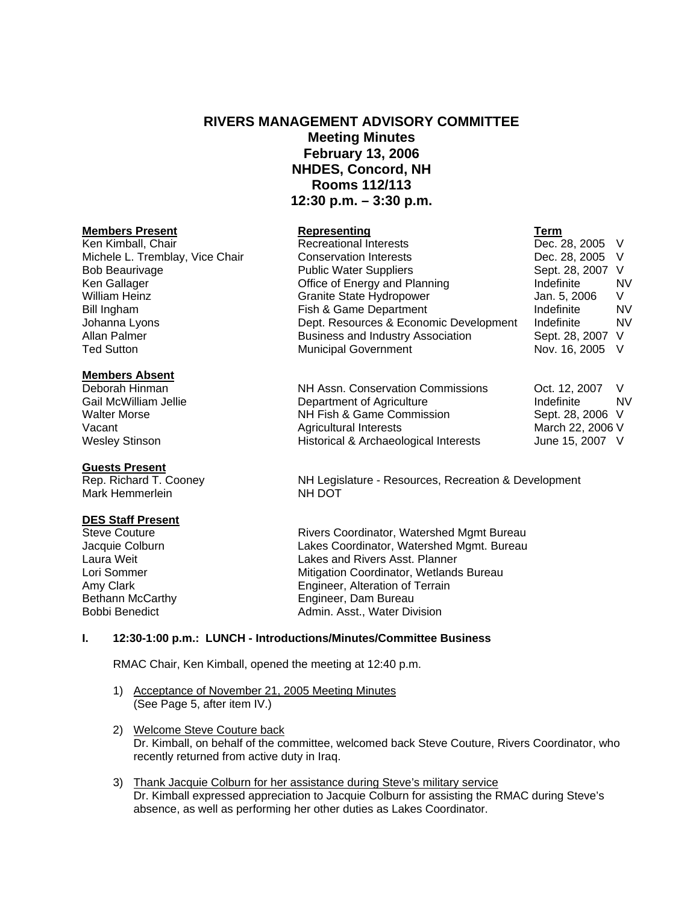# RIVERS MANAGEMENT ADVISORY COMMITTEE
## Meeting Minutes
## February 13, 2006
## NHDES, Concord, NH
## Rooms 112/113
## 12:30 p.m. – 3:30 p.m.

| **Members Present** | **Representing** | **Term** | |
|---|---|---|---|
| Ken Kimball, Chair | Recreational Interests | Dec. 28, 2005 | V |
| Michele L. Tremblay, Vice Chair | Conservation Interests | Dec. 28, 2005 | V |
| Bob Beaurivage | Public Water Suppliers | Sept. 28, 2007 | V |
| Ken Gallager | Office of Energy and Planning | Indefinite | NV |
| William Heinz | Granite State Hydropower | Jan. 5, 2006 | V |
| Bill Ingham | Fish & Game Department | Indefinite | NV |
| Johanna Lyons | Dept. Resources & Economic Development | Indefinite | NV |
| Allan Palmer | Business and Industry Association | Sept. 28, 2007 | V |
| Ted Sutton | Municipal Government | Nov. 16, 2005 | V |

| **Members Absent** | | | |
|---|---|---|---|
| Deborah Hinman | NH Assn. Conservation Commissions | Oct. 12, 2007 | V |
| Gail McWilliam Jellie | Department of Agriculture | Indefinite | NV |
| Walter Morse | NH Fish & Game Commission | Sept. 28, 2006 | V |
| Vacant | Agricultural Interests | March 22, 2006 | V |
| Wesley Stinson | Historical & Archaeological Interests | June 15, 2007 | V |

| **Guests Present** | |
|---|---|
| Rep. Richard T. Cooney | NH Legislature - Resources, Recreation & Development |
| Mark Hemmerlein | NH DOT |

| **DES Staff Present** | |
|---|---|
| Steve Couture | Rivers Coordinator, Watershed Mgmt Bureau |
| Jacquie Colburn | Lakes Coordinator, Watershed Mgmt. Bureau |
| Laura Weit | Lakes and Rivers Asst. Planner |
| Lori Sommer | Mitigation Coordinator, Wetlands Bureau |
| Amy Clark | Engineer, Alteration of Terrain |
| Bethann McCarthy | Engineer, Dam Bureau |
| Bobbi Benedict | Admin. Asst., Water Division |

### I. 12:30-1:00 p.m.: LUNCH - Introductions/Minutes/Committee Business

RMAC Chair, Ken Kimball, opened the meeting at 12:40 p.m.

1) Acceptance of November 21, 2005 Meeting Minutes
(See Page 5, after item IV.)

2) Welcome Steve Couture back
Dr. Kimball, on behalf of the committee, welcomed back Steve Couture, Rivers Coordinator, who recently returned from active duty in Iraq.

3) Thank Jacquie Colburn for her assistance during Steve's military service
Dr. Kimball expressed appreciation to Jacquie Colburn for assisting the RMAC during Steve's absence, as well as performing her other duties as Lakes Coordinator.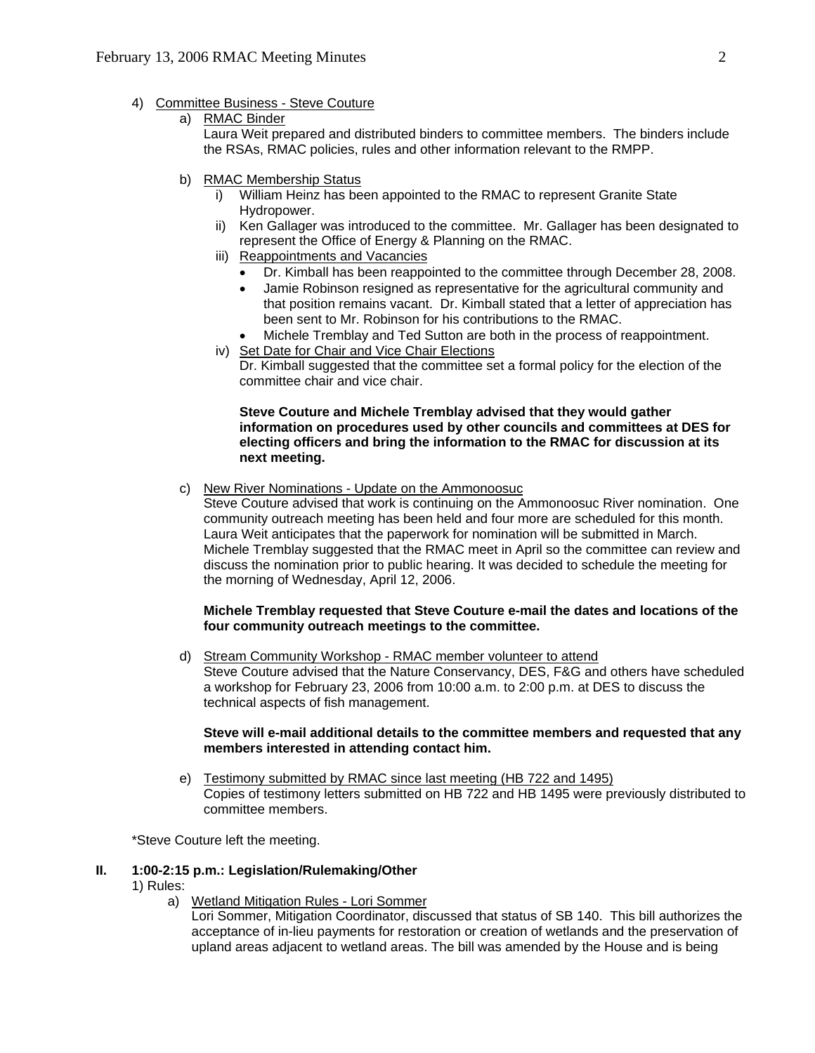4) <u>Committee Business - Steve Couture</u>

a) <u>RMAC Binder</u>

Laura Weit prepared and distributed binders to committee members. The binders include the RSAs, RMAC policies, rules and other information relevant to the RMPP.

b) <u>RMAC Membership Status</u>

i) William Heinz has been appointed to the RMAC to represent Granite State Hydropower.

ii) Ken Gallager was introduced to the committee. Mr. Gallager has been designated to represent the Office of Energy & Planning on the RMAC.

iii) <u>Reappointments and Vacancies</u>

- Dr. Kimball has been reappointed to the committee through December 28, 2008.
- Jamie Robinson resigned as representative for the agricultural community and that position remains vacant. Dr. Kimball stated that a letter of appreciation has been sent to Mr. Robinson for his contributions to the RMAC.
- Michele Tremblay and Ted Sutton are both in the process of reappointment.

iv) <u>Set Date for Chair and Vice Chair Elections</u>

Dr. Kimball suggested that the committee set a formal policy for the election of the committee chair and vice chair.

**Steve Couture and Michele Tremblay advised that they would gather information on procedures used by other councils and committees at DES for electing officers and bring the information to the RMAC for discussion at its next meeting.**

c) <u>New River Nominations - Update on the Ammonoosuc</u>

Steve Couture advised that work is continuing on the Ammonoosuc River nomination. One community outreach meeting has been held and four more are scheduled for this month. Laura Weit anticipates that the paperwork for nomination will be submitted in March. Michele Tremblay suggested that the RMAC meet in April so the committee can review and discuss the nomination prior to public hearing. It was decided to schedule the meeting for the morning of Wednesday, April 12, 2006.

**Michele Tremblay requested that Steve Couture e-mail the dates and locations of the four community outreach meetings to the committee.**

d) <u>Stream Community Workshop - RMAC member volunteer to attend</u>

Steve Couture advised that the Nature Conservancy, DES, F&G and others have scheduled a workshop for February 23, 2006 from 10:00 a.m. to 2:00 p.m. at DES to discuss the technical aspects of fish management.

**Steve will e-mail additional details to the committee members and requested that any members interested in attending contact him.**

e) <u>Testimony submitted by RMAC since last meeting (HB 722 and 1495)</u>

Copies of testimony letters submitted on HB 722 and HB 1495 were previously distributed to committee members.

*Steve Couture left the meeting.

**II. 1:00-2:15 p.m.: Legislation/Rulemaking/Other**

1) Rules:

a) <u>Wetland Mitigation Rules - Lori Sommer</u>

Lori Sommer, Mitigation Coordinator, discussed that status of SB 140. This bill authorizes the acceptance of in-lieu payments for restoration or creation of wetlands and the preservation of upland areas adjacent to wetland areas. The bill was amended by the House and is being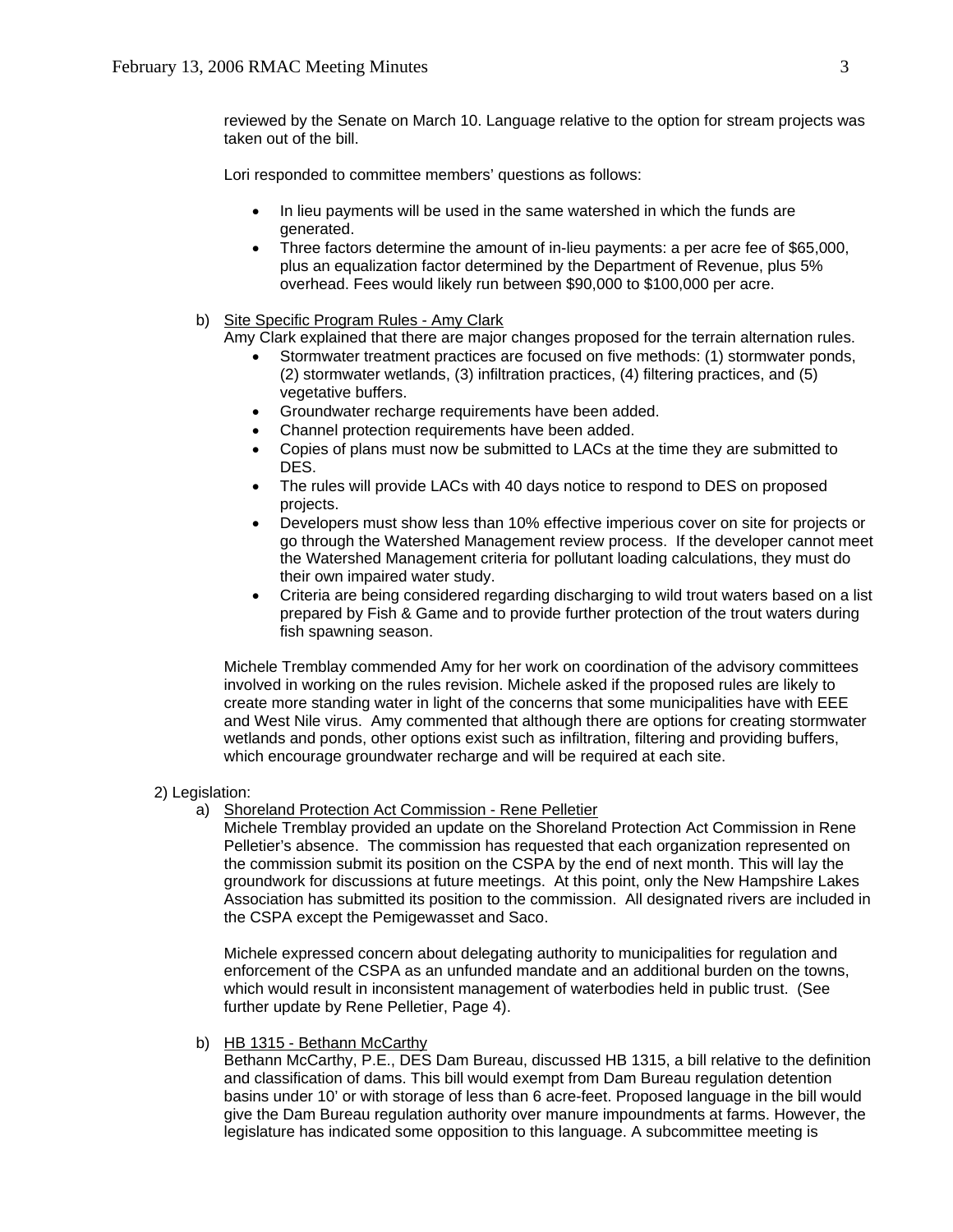reviewed by the Senate on March 10. Language relative to the option for stream projects was taken out of the bill.

Lori responded to committee members' questions as follows:

- In lieu payments will be used in the same watershed in which the funds are generated.
- Three factors determine the amount of in-lieu payments: a per acre fee of $65,000, plus an equalization factor determined by the Department of Revenue, plus 5% overhead. Fees would likely run between $90,000 to $100,000 per acre.

b) Site Specific Program Rules - Amy Clark

Amy Clark explained that there are major changes proposed for the terrain alternation rules.

- Stormwater treatment practices are focused on five methods: (1) stormwater ponds, (2) stormwater wetlands, (3) infiltration practices, (4) filtering practices, and (5) vegetative buffers.
- Groundwater recharge requirements have been added.
- Channel protection requirements have been added.
- Copies of plans must now be submitted to LACs at the time they are submitted to DES.
- The rules will provide LACs with 40 days notice to respond to DES on proposed projects.
- Developers must show less than 10% effective imperious cover on site for projects or go through the Watershed Management review process. If the developer cannot meet the Watershed Management criteria for pollutant loading calculations, they must do their own impaired water study.
- Criteria are being considered regarding discharging to wild trout waters based on a list prepared by Fish & Game and to provide further protection of the trout waters during fish spawning season.

Michele Tremblay commended Amy for her work on coordination of the advisory committees involved in working on the rules revision. Michele asked if the proposed rules are likely to create more standing water in light of the concerns that some municipalities have with EEE and West Nile virus. Amy commented that although there are options for creating stormwater wetlands and ponds, other options exist such as infiltration, filtering and providing buffers, which encourage groundwater recharge and will be required at each site.

2) Legislation:

a) Shoreland Protection Act Commission - Rene Pelletier

Michele Tremblay provided an update on the Shoreland Protection Act Commission in Rene Pelletier's absence. The commission has requested that each organization represented on the commission submit its position on the CSPA by the end of next month. This will lay the groundwork for discussions at future meetings. At this point, only the New Hampshire Lakes Association has submitted its position to the commission. All designated rivers are included in the CSPA except the Pemigewasset and Saco.

Michele expressed concern about delegating authority to municipalities for regulation and enforcement of the CSPA as an unfunded mandate and an additional burden on the towns, which would result in inconsistent management of waterbodies held in public trust. (See further update by Rene Pelletier, Page 4).

b) HB 1315 - Bethann McCarthy

Bethann McCarthy, P.E., DES Dam Bureau, discussed HB 1315, a bill relative to the definition and classification of dams. This bill would exempt from Dam Bureau regulation detention basins under 10' or with storage of less than 6 acre-feet. Proposed language in the bill would give the Dam Bureau regulation authority over manure impoundments at farms. However, the legislature has indicated some opposition to this language. A subcommittee meeting is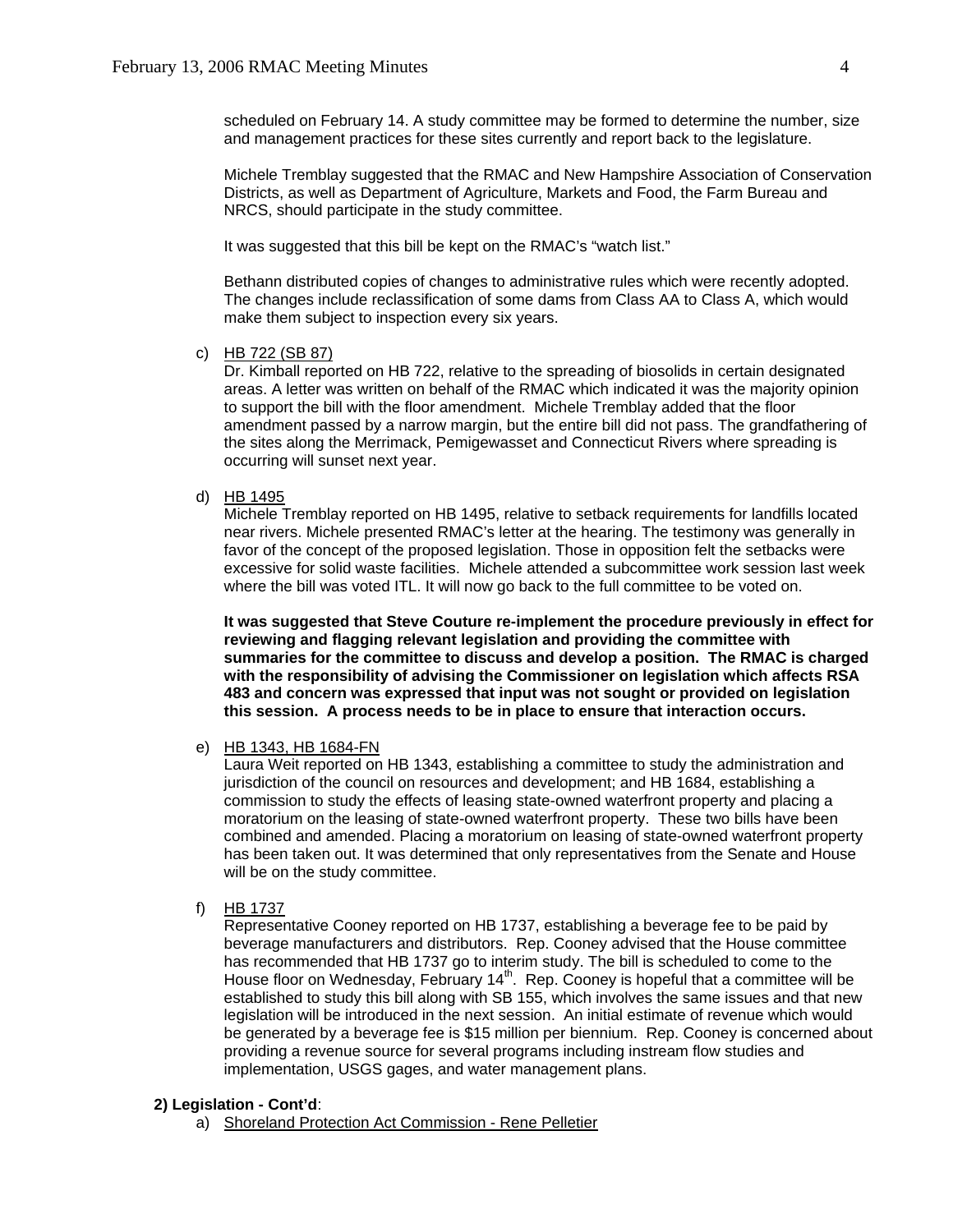scheduled on February 14. A study committee may be formed to determine the number, size and management practices for these sites currently and report back to the legislature.

Michele Tremblay suggested that the RMAC and New Hampshire Association of Conservation Districts, as well as Department of Agriculture, Markets and Food, the Farm Bureau and NRCS, should participate in the study committee.

It was suggested that this bill be kept on the RMAC's "watch list."

Bethann distributed copies of changes to administrative rules which were recently adopted. The changes include reclassification of some dams from Class AA to Class A, which would make them subject to inspection every six years.

c) HB 722 (SB 87)
Dr. Kimball reported on HB 722, relative to the spreading of biosolids in certain designated areas. A letter was written on behalf of the RMAC which indicated it was the majority opinion to support the bill with the floor amendment. Michele Tremblay added that the floor amendment passed by a narrow margin, but the entire bill did not pass. The grandfathering of the sites along the Merrimack, Pemigewasset and Connecticut Rivers where spreading is occurring will sunset next year.

d) HB 1495
Michele Tremblay reported on HB 1495, relative to setback requirements for landfills located near rivers. Michele presented RMAC's letter at the hearing. The testimony was generally in favor of the concept of the proposed legislation. Those in opposition felt the setbacks were excessive for solid waste facilities. Michele attended a subcommittee work session last week where the bill was voted ITL. It will now go back to the full committee to be voted on.

**It was suggested that Steve Couture re-implement the procedure previously in effect for reviewing and flagging relevant legislation and providing the committee with summaries for the committee to discuss and develop a position. The RMAC is charged with the responsibility of advising the Commissioner on legislation which affects RSA 483 and concern was expressed that input was not sought or provided on legislation this session. A process needs to be in place to ensure that interaction occurs.**

e) HB 1343, HB 1684-FN
Laura Weit reported on HB 1343, establishing a committee to study the administration and jurisdiction of the council on resources and development; and HB 1684, establishing a commission to study the effects of leasing state-owned waterfront property and placing a moratorium on the leasing of state-owned waterfront property. These two bills have been combined and amended. Placing a moratorium on leasing of state-owned waterfront property has been taken out. It was determined that only representatives from the Senate and House will be on the study committee.

f) HB 1737
Representative Cooney reported on HB 1737, establishing a beverage fee to be paid by beverage manufacturers and distributors. Rep. Cooney advised that the House committee has recommended that HB 1737 go to interim study. The bill is scheduled to come to the House floor on Wednesday, February 14th. Rep. Cooney is hopeful that a committee will be established to study this bill along with SB 155, which involves the same issues and that new legislation will be introduced in the next session. An initial estimate of revenue which would be generated by a beverage fee is $15 million per biennium. Rep. Cooney is concerned about providing a revenue source for several programs including instream flow studies and implementation, USGS gages, and water management plans.

**2) Legislation - Cont'd**:

a) Shoreland Protection Act Commission - Rene Pelletier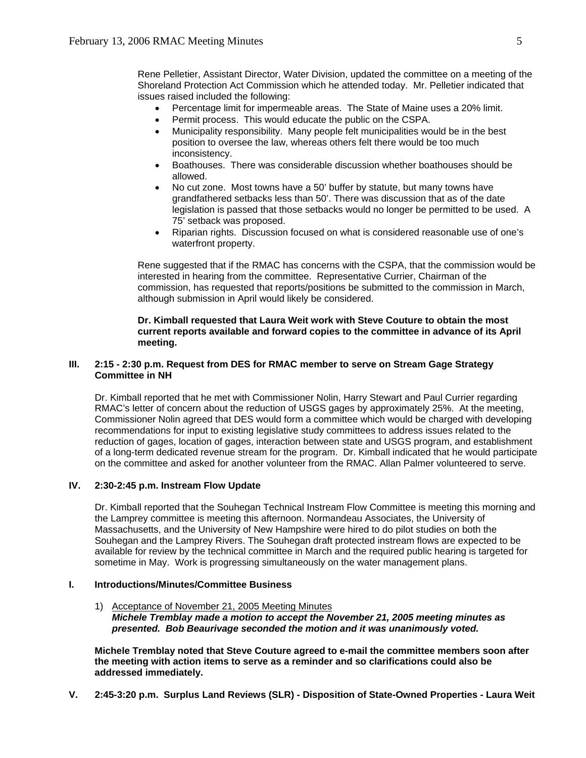Rene Pelletier, Assistant Director, Water Division, updated the committee on a meeting of the Shoreland Protection Act Commission which he attended today. Mr. Pelletier indicated that issues raised included the following:

- Percentage limit for impermeable areas. The State of Maine uses a 20% limit.
- Permit process. This would educate the public on the CSPA.
- Municipality responsibility. Many people felt municipalities would be in the best position to oversee the law, whereas others felt there would be too much inconsistency.
- Boathouses. There was considerable discussion whether boathouses should be allowed.
- No cut zone. Most towns have a 50' buffer by statute, but many towns have grandfathered setbacks less than 50'. There was discussion that as of the date legislation is passed that those setbacks would no longer be permitted to be used. A 75' setback was proposed.
- Riparian rights. Discussion focused on what is considered reasonable use of one's waterfront property.

Rene suggested that if the RMAC has concerns with the CSPA, that the commission would be interested in hearing from the committee. Representative Currier, Chairman of the commission, has requested that reports/positions be submitted to the commission in March, although submission in April would likely be considered.

**Dr. Kimball requested that Laura Weit work with Steve Couture to obtain the most current reports available and forward copies to the committee in advance of its April meeting.**

### III. 2:15 - 2:30 p.m. Request from DES for RMAC member to serve on Stream Gage Strategy Committee in NH

Dr. Kimball reported that he met with Commissioner Nolin, Harry Stewart and Paul Currier regarding RMAC's letter of concern about the reduction of USGS gages by approximately 25%. At the meeting, Commissioner Nolin agreed that DES would form a committee which would be charged with developing recommendations for input to existing legislative study committees to address issues related to the reduction of gages, location of gages, interaction between state and USGS program, and establishment of a long-term dedicated revenue stream for the program. Dr. Kimball indicated that he would participate on the committee and asked for another volunteer from the RMAC. Allan Palmer volunteered to serve.

### IV. 2:30-2:45 p.m. Instream Flow Update

Dr. Kimball reported that the Souhegan Technical Instream Flow Committee is meeting this morning and the Lamprey committee is meeting this afternoon. Normandeau Associates, the University of Massachusetts, and the University of New Hampshire were hired to do pilot studies on both the Souhegan and the Lamprey Rivers. The Souhegan draft protected instream flows are expected to be available for review by the technical committee in March and the required public hearing is targeted for sometime in May. Work is progressing simultaneously on the water management plans.

### I. Introductions/Minutes/Committee Business

1) Acceptance of November 21, 2005 Meeting Minutes
***Michele Tremblay made a motion to accept the November 21, 2005 meeting minutes as presented. Bob Beaurivage seconded the motion and it was unanimously voted.***

**Michele Tremblay noted that Steve Couture agreed to e-mail the committee members soon after the meeting with action items to serve as a reminder and so clarifications could also be addressed immediately.**

### V. 2:45-3:20 p.m. Surplus Land Reviews (SLR) - Disposition of State-Owned Properties - Laura Weit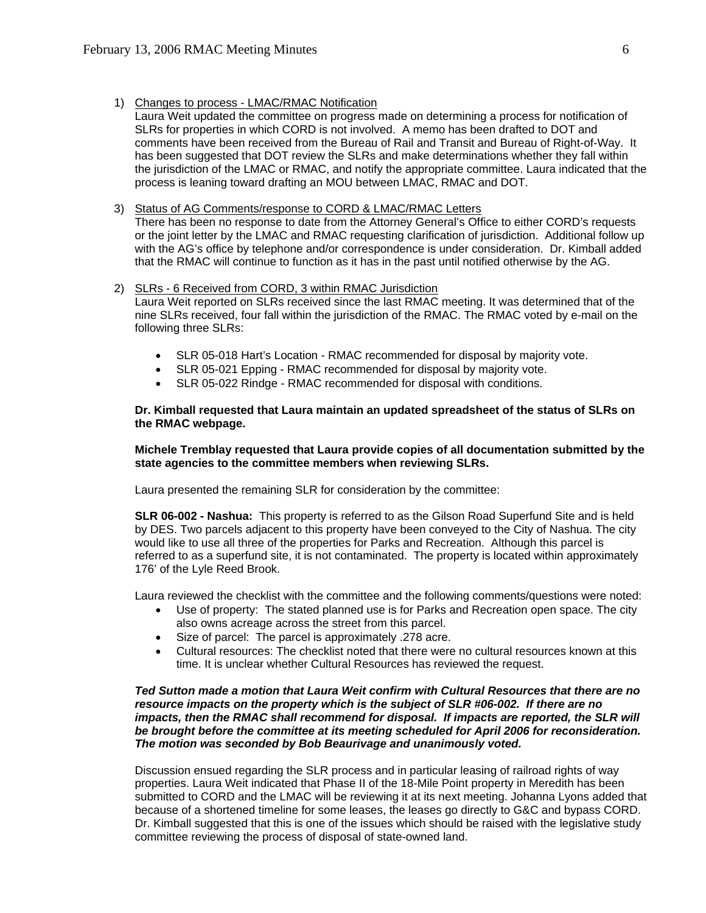1) <u>Changes to process - LMAC/RMAC Notification</u>

   Laura Weit updated the committee on progress made on determining a process for notification of SLRs for properties in which CORD is not involved. A memo has been drafted to DOT and comments have been received from the Bureau of Rail and Transit and Bureau of Right-of-Way. It has been suggested that DOT review the SLRs and make determinations whether they fall within the jurisdiction of the LMAC or RMAC, and notify the appropriate committee. Laura indicated that the process is leaning toward drafting an MOU between LMAC, RMAC and DOT.

3) <u>Status of AG Comments/response to CORD & LMAC/RMAC Letters</u>

   There has been no response to date from the Attorney General's Office to either CORD's requests or the joint letter by the LMAC and RMAC requesting clarification of jurisdiction. Additional follow up with the AG's office by telephone and/or correspondence is under consideration. Dr. Kimball added that the RMAC will continue to function as it has in the past until notified otherwise by the AG.

2) <u>SLRs - 6 Received from CORD, 3 within RMAC Jurisdiction</u>

   Laura Weit reported on SLRs received since the last RMAC meeting. It was determined that of the nine SLRs received, four fall within the jurisdiction of the RMAC. The RMAC voted by e-mail on the following three SLRs:

   - SLR 05-018 Hart's Location - RMAC recommended for disposal by majority vote.
   - SLR 05-021 Epping - RMAC recommended for disposal by majority vote.
   - SLR 05-022 Rindge - RMAC recommended for disposal with conditions.

   **Dr. Kimball requested that Laura maintain an updated spreadsheet of the status of SLRs on the RMAC webpage.**

   **Michele Tremblay requested that Laura provide copies of all documentation submitted by the state agencies to the committee members when reviewing SLRs.**

   Laura presented the remaining SLR for consideration by the committee:

   **SLR 06-002 - Nashua:** This property is referred to as the Gilson Road Superfund Site and is held by DES. Two parcels adjacent to this property have been conveyed to the City of Nashua. The city would like to use all three of the properties for Parks and Recreation. Although this parcel is referred to as a superfund site, it is not contaminated. The property is located within approximately 176' of the Lyle Reed Brook.

   Laura reviewed the checklist with the committee and the following comments/questions were noted:

   - Use of property: The stated planned use is for Parks and Recreation open space. The city also owns acreage across the street from this parcel.
   - Size of parcel: The parcel is approximately .278 acre.
   - Cultural resources: The checklist noted that there were no cultural resources known at this time. It is unclear whether Cultural Resources has reviewed the request.

   ***Ted Sutton made a motion that Laura Weit confirm with Cultural Resources that there are no resource impacts on the property which is the subject of SLR #06-002. If there are no impacts, then the RMAC shall recommend for disposal. If impacts are reported, the SLR will be brought before the committee at its meeting scheduled for April 2006 for reconsideration. The motion was seconded by Bob Beaurivage and unanimously voted.***

   Discussion ensued regarding the SLR process and in particular leasing of railroad rights of way properties. Laura Weit indicated that Phase II of the 18-Mile Point property in Meredith has been submitted to CORD and the LMAC will be reviewing it at its next meeting. Johanna Lyons added that because of a shortened timeline for some leases, the leases go directly to G&C and bypass CORD. Dr. Kimball suggested that this is one of the issues which should be raised with the legislative study committee reviewing the process of disposal of state-owned land.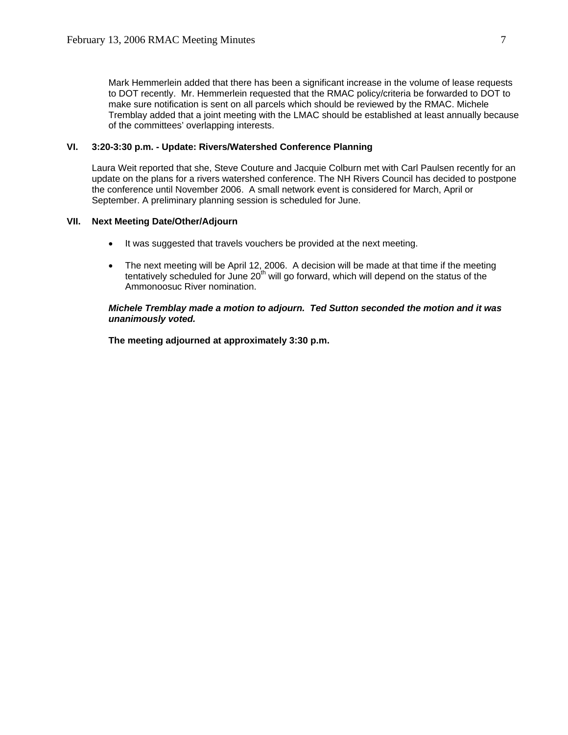Mark Hemmerlein added that there has been a significant increase in the volume of lease requests to DOT recently. Mr. Hemmerlein requested that the RMAC policy/criteria be forwarded to DOT to make sure notification is sent on all parcels which should be reviewed by the RMAC. Michele Tremblay added that a joint meeting with the LMAC should be established at least annually because of the committees' overlapping interests.

## VI. 3:20-3:30 p.m. - Update: Rivers/Watershed Conference Planning

Laura Weit reported that she, Steve Couture and Jacquie Colburn met with Carl Paulsen recently for an update on the plans for a rivers watershed conference. The NH Rivers Council has decided to postpone the conference until November 2006. A small network event is considered for March, April or September. A preliminary planning session is scheduled for June.

## VII. Next Meeting Date/Other/Adjourn

- It was suggested that travels vouchers be provided at the next meeting.
- The next meeting will be April 12, 2006. A decision will be made at that time if the meeting tentatively scheduled for June 20th will go forward, which will depend on the status of the Ammonoosuc River nomination.

***Michele Tremblay made a motion to adjourn. Ted Sutton seconded the motion and it was unanimously voted.***

**The meeting adjourned at approximately 3:30 p.m.**